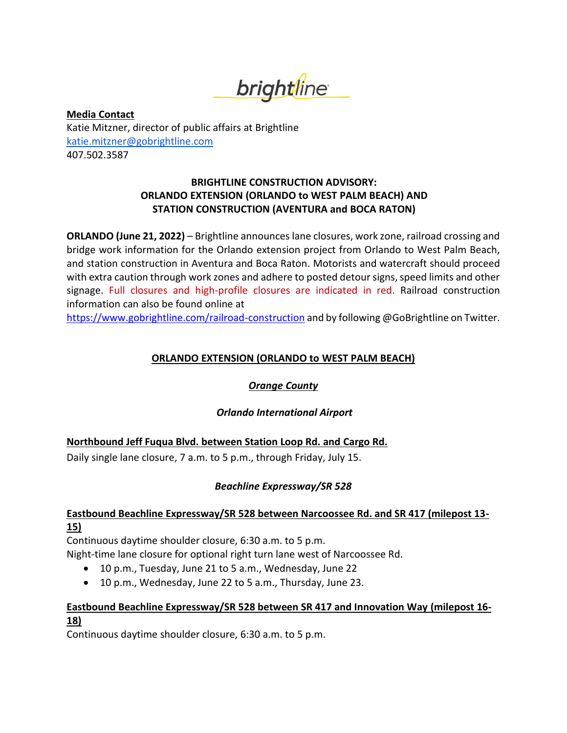brightline

**Media Contact**
Katie Mitzner, director of public affairs at Brightline
katie.mitzner@gobrightline.com
407.502.3587

**BRIGHTLINE CONSTRUCTION ADVISORY:**
**ORLANDO EXTENSION (ORLANDO to WEST PALM BEACH) AND**
**STATION CONSTRUCTION (AVENTURA and BOCA RATON)**

**ORLANDO (June 21, 2022)** – Brightline announces lane closures, work zone, railroad crossing and bridge work information for the Orlando extension project from Orlando to West Palm Beach, and station construction in Aventura and Boca Raton. Motorists and watercraft should proceed with extra caution through work zones and adhere to posted detour signs, speed limits and other signage. Full closures and high-profile closures are indicated in red. Railroad construction information can also be found online at https://www.gobrightline.com/railroad-construction and by following @GoBrightline on Twitter.

## ORLANDO EXTENSION (ORLANDO to WEST PALM BEACH)

### *Orange County*

#### *Orlando International Airport*

**Northbound Jeff Fuqua Blvd. between Station Loop Rd. and Cargo Rd.**
Daily single lane closure, 7 a.m. to 5 p.m., through Friday, July 15.

#### *Beachline Expressway/SR 528*

**Eastbound Beachline Expressway/SR 528 between Narcoossee Rd. and SR 417 (milepost 13-15)**
Continuous daytime shoulder closure, 6:30 a.m. to 5 p.m.
Night-time lane closure for optional right turn lane west of Narcoossee Rd.

- 10 p.m., Tuesday, June 21 to 5 a.m., Wednesday, June 22
- 10 p.m., Wednesday, June 22 to 5 a.m., Thursday, June 23.

**Eastbound Beachline Expressway/SR 528 between SR 417 and Innovation Way (milepost 16-18)**
Continuous daytime shoulder closure, 6:30 a.m. to 5 p.m.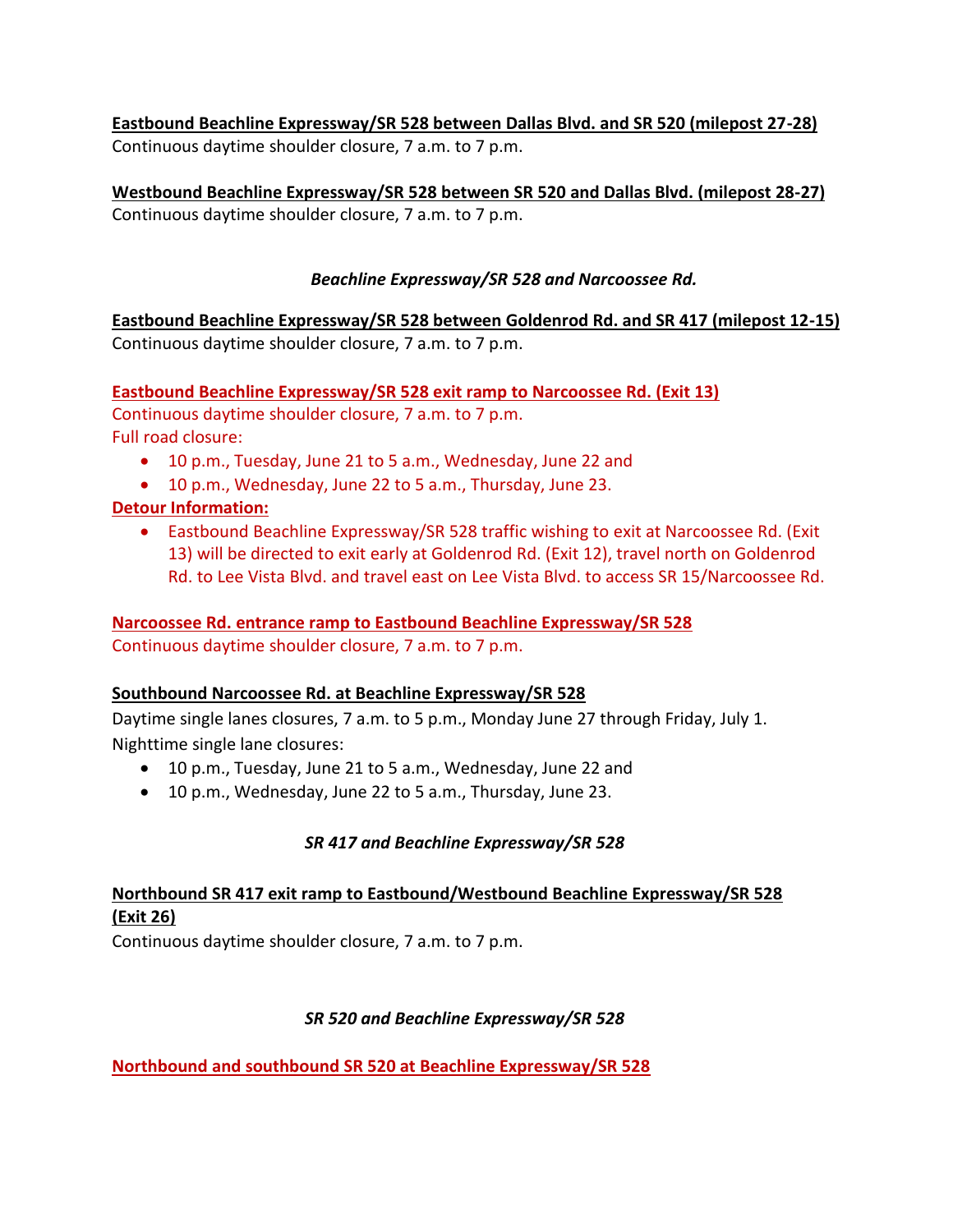**Eastbound Beachline Expressway/SR 528 between Dallas Blvd. and SR 520 (milepost 27-28)**
Continuous daytime shoulder closure, 7 a.m. to 7 p.m.

**Westbound Beachline Expressway/SR 528 between SR 520 and Dallas Blvd. (milepost 28-27)**
Continuous daytime shoulder closure, 7 a.m. to 7 p.m.

***Beachline Expressway/SR 528 and Narcoossee Rd.***

**Eastbound Beachline Expressway/SR 528 between Goldenrod Rd. and SR 417 (milepost 12-15)**
Continuous daytime shoulder closure, 7 a.m. to 7 p.m.

**Eastbound Beachline Expressway/SR 528 exit ramp to Narcoossee Rd. (Exit 13)**
Continuous daytime shoulder closure, 7 a.m. to 7 p.m.
Full road closure:

- 10 p.m., Tuesday, June 21 to 5 a.m., Wednesday, June 22 and
- 10 p.m., Wednesday, June 22 to 5 a.m., Thursday, June 23.

**Detour Information:**

- Eastbound Beachline Expressway/SR 528 traffic wishing to exit at Narcoossee Rd. (Exit 13) will be directed to exit early at Goldenrod Rd. (Exit 12), travel north on Goldenrod Rd. to Lee Vista Blvd. and travel east on Lee Vista Blvd. to access SR 15/Narcoossee Rd.

**Narcoossee Rd. entrance ramp to Eastbound Beachline Expressway/SR 528**
Continuous daytime shoulder closure, 7 a.m. to 7 p.m.

**Southbound Narcoossee Rd. at Beachline Expressway/SR 528**
Daytime single lanes closures, 7 a.m. to 5 p.m., Monday June 27 through Friday, July 1.
Nighttime single lane closures:

- 10 p.m., Tuesday, June 21 to 5 a.m., Wednesday, June 22 and
- 10 p.m., Wednesday, June 22 to 5 a.m., Thursday, June 23.

***SR 417 and Beachline Expressway/SR 528***

**Northbound SR 417 exit ramp to Eastbound/Westbound Beachline Expressway/SR 528 (Exit 26)**
Continuous daytime shoulder closure, 7 a.m. to 7 p.m.

***SR 520 and Beachline Expressway/SR 528***

**Northbound and southbound SR 520 at Beachline Expressway/SR 528**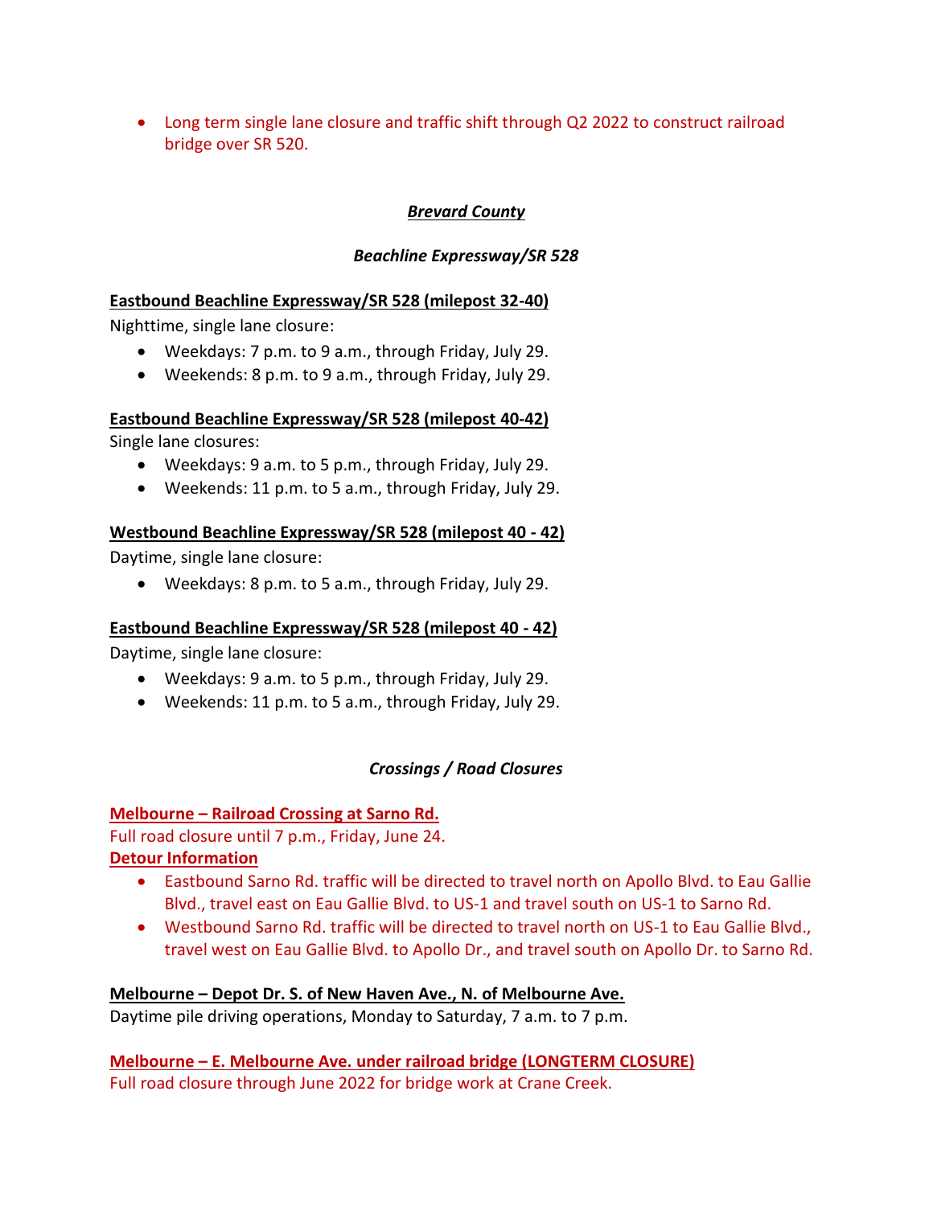- Long term single lane closure and traffic shift through Q2 2022 to construct railroad bridge over SR 520.

### ***Brevard County***

#### ***Beachline Expressway/SR 528***

**Eastbound Beachline Expressway/SR 528 (milepost 32-40)**

Nighttime, single lane closure:

- Weekdays: 7 p.m. to 9 a.m., through Friday, July 29.
- Weekends: 8 p.m. to 9 a.m., through Friday, July 29.

**Eastbound Beachline Expressway/SR 528 (milepost 40-42)**

Single lane closures:

- Weekdays: 9 a.m. to 5 p.m., through Friday, July 29.
- Weekends: 11 p.m. to 5 a.m., through Friday, July 29.

**Westbound Beachline Expressway/SR 528 (milepost 40 - 42)**

Daytime, single lane closure:

- Weekdays: 8 p.m. to 5 a.m., through Friday, July 29.

**Eastbound Beachline Expressway/SR 528 (milepost 40 - 42)**

Daytime, single lane closure:

- Weekdays: 9 a.m. to 5 p.m., through Friday, July 29.
- Weekends: 11 p.m. to 5 a.m., through Friday, July 29.

#### ***Crossings / Road Closures***

**Melbourne – Railroad Crossing at Sarno Rd.**

Full road closure until 7 p.m., Friday, June 24.

**Detour Information**

- Eastbound Sarno Rd. traffic will be directed to travel north on Apollo Blvd. to Eau Gallie Blvd., travel east on Eau Gallie Blvd. to US-1 and travel south on US-1 to Sarno Rd.
- Westbound Sarno Rd. traffic will be directed to travel north on US-1 to Eau Gallie Blvd., travel west on Eau Gallie Blvd. to Apollo Dr., and travel south on Apollo Dr. to Sarno Rd.

**Melbourne – Depot Dr. S. of New Haven Ave., N. of Melbourne Ave.**

Daytime pile driving operations, Monday to Saturday, 7 a.m. to 7 p.m.

**Melbourne – E. Melbourne Ave. under railroad bridge (LONGTERM CLOSURE)**

Full road closure through June 2022 for bridge work at Crane Creek.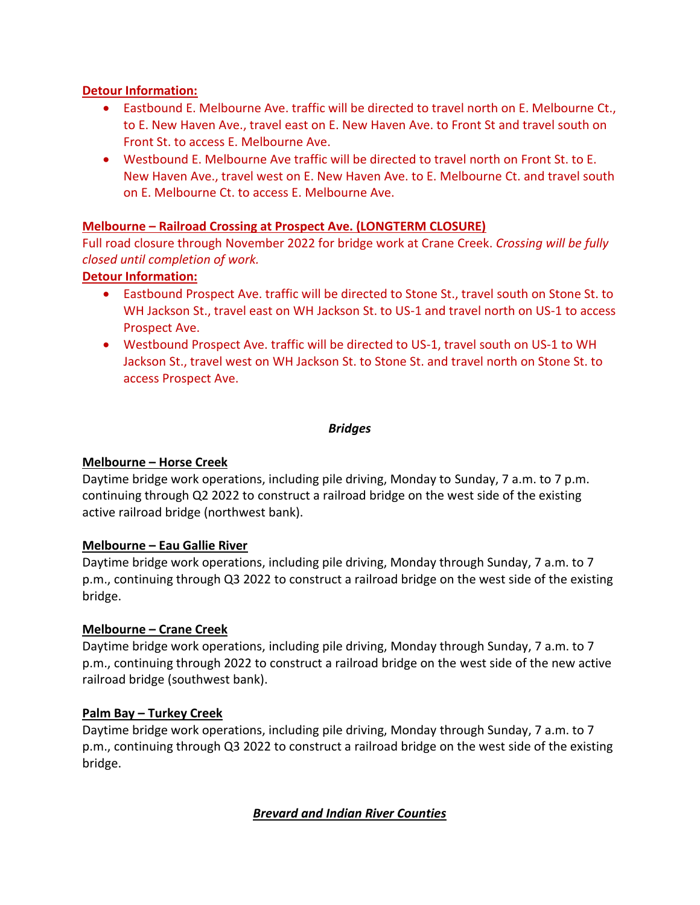**Detour Information:**

- Eastbound E. Melbourne Ave. traffic will be directed to travel north on E. Melbourne Ct., to E. New Haven Ave., travel east on E. New Haven Ave. to Front St and travel south on Front St. to access E. Melbourne Ave.
- Westbound E. Melbourne Ave traffic will be directed to travel north on Front St. to E. New Haven Ave., travel west on E. New Haven Ave. to E. Melbourne Ct. and travel south on E. Melbourne Ct. to access E. Melbourne Ave.

**Melbourne – Railroad Crossing at Prospect Ave. (LONGTERM CLOSURE)**

Full road closure through November 2022 for bridge work at Crane Creek. *Crossing will be fully closed until completion of work.*

**Detour Information:**

- Eastbound Prospect Ave. traffic will be directed to Stone St., travel south on Stone St. to WH Jackson St., travel east on WH Jackson St. to US-1 and travel north on US-1 to access Prospect Ave.
- Westbound Prospect Ave. traffic will be directed to US-1, travel south on US-1 to WH Jackson St., travel west on WH Jackson St. to Stone St. and travel north on Stone St. to access Prospect Ave.

## *Bridges*

**Melbourne – Horse Creek**

Daytime bridge work operations, including pile driving, Monday to Sunday, 7 a.m. to 7 p.m. continuing through Q2 2022 to construct a railroad bridge on the west side of the existing active railroad bridge (northwest bank).

**Melbourne – Eau Gallie River**

Daytime bridge work operations, including pile driving, Monday through Sunday, 7 a.m. to 7 p.m., continuing through Q3 2022 to construct a railroad bridge on the west side of the existing bridge.

**Melbourne – Crane Creek**

Daytime bridge work operations, including pile driving, Monday through Sunday, 7 a.m. to 7 p.m., continuing through 2022 to construct a railroad bridge on the west side of the new active railroad bridge (southwest bank).

**Palm Bay – Turkey Creek**

Daytime bridge work operations, including pile driving, Monday through Sunday, 7 a.m. to 7 p.m., continuing through Q3 2022 to construct a railroad bridge on the west side of the existing bridge.

## ***Brevard and Indian River Counties***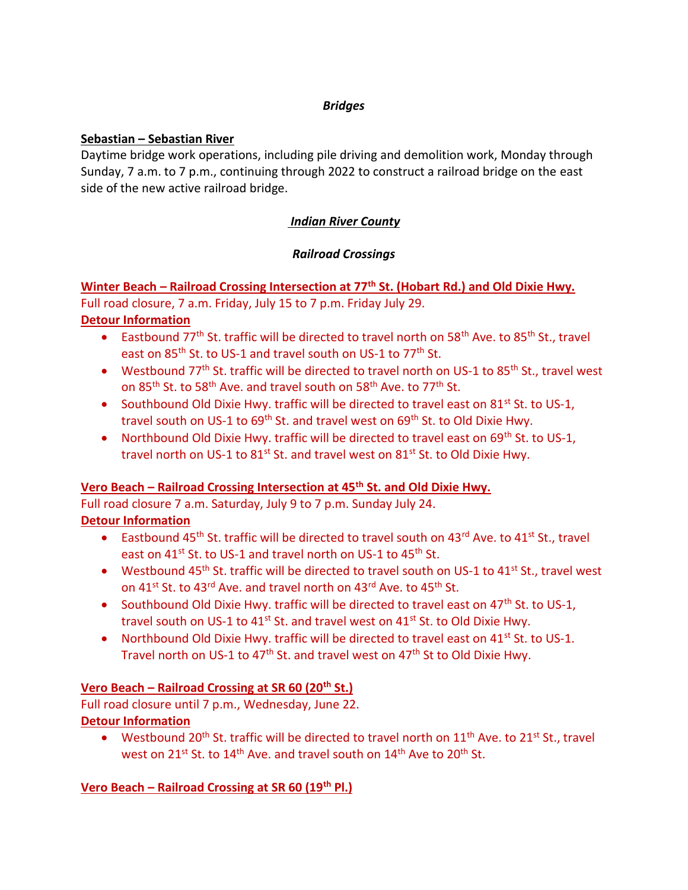*Bridges*

**Sebastian – Sebastian River**

Daytime bridge work operations, including pile driving and demolition work, Monday through Sunday, 7 a.m. to 7 p.m., continuing through 2022 to construct a railroad bridge on the east side of the new active railroad bridge.

***Indian River County***

***Railroad Crossings***

**Winter Beach – Railroad Crossing Intersection at 77th St. (Hobart Rd.) and Old Dixie Hwy.**

Full road closure, 7 a.m. Friday, July 15 to 7 p.m. Friday July 29.

**Detour Information**

- Eastbound 77th St. traffic will be directed to travel north on 58th Ave. to 85th St., travel east on 85th St. to US-1 and travel south on US-1 to 77th St.
- Westbound 77th St. traffic will be directed to travel north on US-1 to 85th St., travel west on 85th St. to 58th Ave. and travel south on 58th Ave. to 77th St.
- Southbound Old Dixie Hwy. traffic will be directed to travel east on 81st St. to US-1, travel south on US-1 to 69th St. and travel west on 69th St. to Old Dixie Hwy.
- Northbound Old Dixie Hwy. traffic will be directed to travel east on 69th St. to US-1, travel north on US-1 to 81st St. and travel west on 81st St. to Old Dixie Hwy.

**Vero Beach – Railroad Crossing Intersection at 45th St. and Old Dixie Hwy.**

Full road closure 7 a.m. Saturday, July 9 to 7 p.m. Sunday July 24.

**Detour Information**

- Eastbound 45th St. traffic will be directed to travel south on 43rd Ave. to 41st St., travel east on 41st St. to US-1 and travel north on US-1 to 45th St.
- Westbound 45th St. traffic will be directed to travel south on US-1 to 41st St., travel west on 41st St. to 43rd Ave. and travel north on 43rd Ave. to 45th St.
- Southbound Old Dixie Hwy. traffic will be directed to travel east on 47th St. to US-1, travel south on US-1 to 41st St. and travel west on 41st St. to Old Dixie Hwy.
- Northbound Old Dixie Hwy. traffic will be directed to travel east on 41st St. to US-1. Travel north on US-1 to 47th St. and travel west on 47th St to Old Dixie Hwy.

**Vero Beach – Railroad Crossing at SR 60 (20th St.)**

Full road closure until 7 p.m., Wednesday, June 22.

**Detour Information**

- Westbound 20th St. traffic will be directed to travel north on 11th Ave. to 21st St., travel west on 21st St. to 14th Ave. and travel south on 14th Ave to 20th St.

**Vero Beach – Railroad Crossing at SR 60 (19th Pl.)**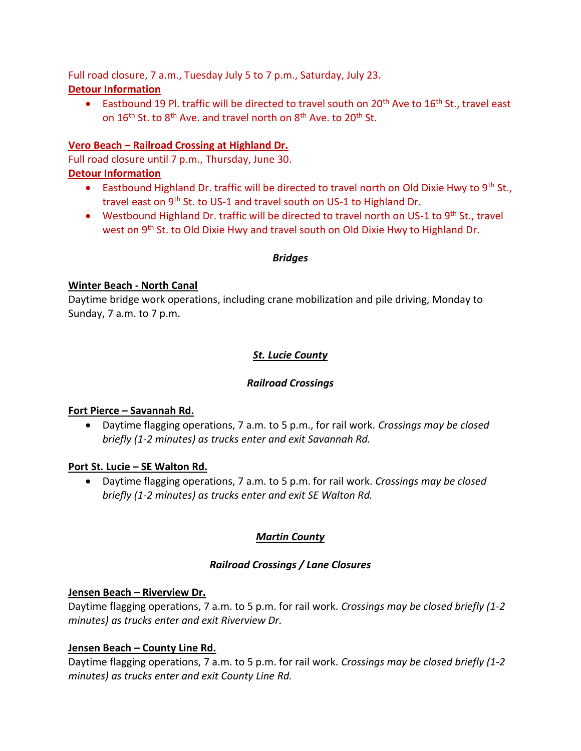Full road closure, 7 a.m., Tuesday July 5 to 7 p.m., Saturday, July 23.

**Detour Information**

- Eastbound 19 Pl. traffic will be directed to travel south on 20th Ave to 16th St., travel east on 16th St. to 8th Ave. and travel north on 8th Ave. to 20th St.

**Vero Beach – Railroad Crossing at Highland Dr.**

Full road closure until 7 p.m., Thursday, June 30.

**Detour Information**

- Eastbound Highland Dr. traffic will be directed to travel north on Old Dixie Hwy to 9th St., travel east on 9th St. to US-1 and travel south on US-1 to Highland Dr.
- Westbound Highland Dr. traffic will be directed to travel north on US-1 to 9th St., travel west on 9th St. to Old Dixie Hwy and travel south on Old Dixie Hwy to Highland Dr.

### *Bridges*

**Winter Beach - North Canal**

Daytime bridge work operations, including crane mobilization and pile driving, Monday to Sunday, 7 a.m. to 7 p.m.

## *St. Lucie County*

### *Railroad Crossings*

**Fort Pierce – Savannah Rd.**

- Daytime flagging operations, 7 a.m. to 5 p.m., for rail work. *Crossings may be closed briefly (1-2 minutes) as trucks enter and exit Savannah Rd.*

**Port St. Lucie – SE Walton Rd.**

- Daytime flagging operations, 7 a.m. to 5 p.m. for rail work. *Crossings may be closed briefly (1-2 minutes) as trucks enter and exit SE Walton Rd.*

## *Martin County*

### *Railroad Crossings / Lane Closures*

**Jensen Beach – Riverview Dr.**

Daytime flagging operations, 7 a.m. to 5 p.m. for rail work. *Crossings may be closed briefly (1-2 minutes) as trucks enter and exit Riverview Dr.*

**Jensen Beach – County Line Rd.**

Daytime flagging operations, 7 a.m. to 5 p.m. for rail work. *Crossings may be closed briefly (1-2 minutes) as trucks enter and exit County Line Rd.*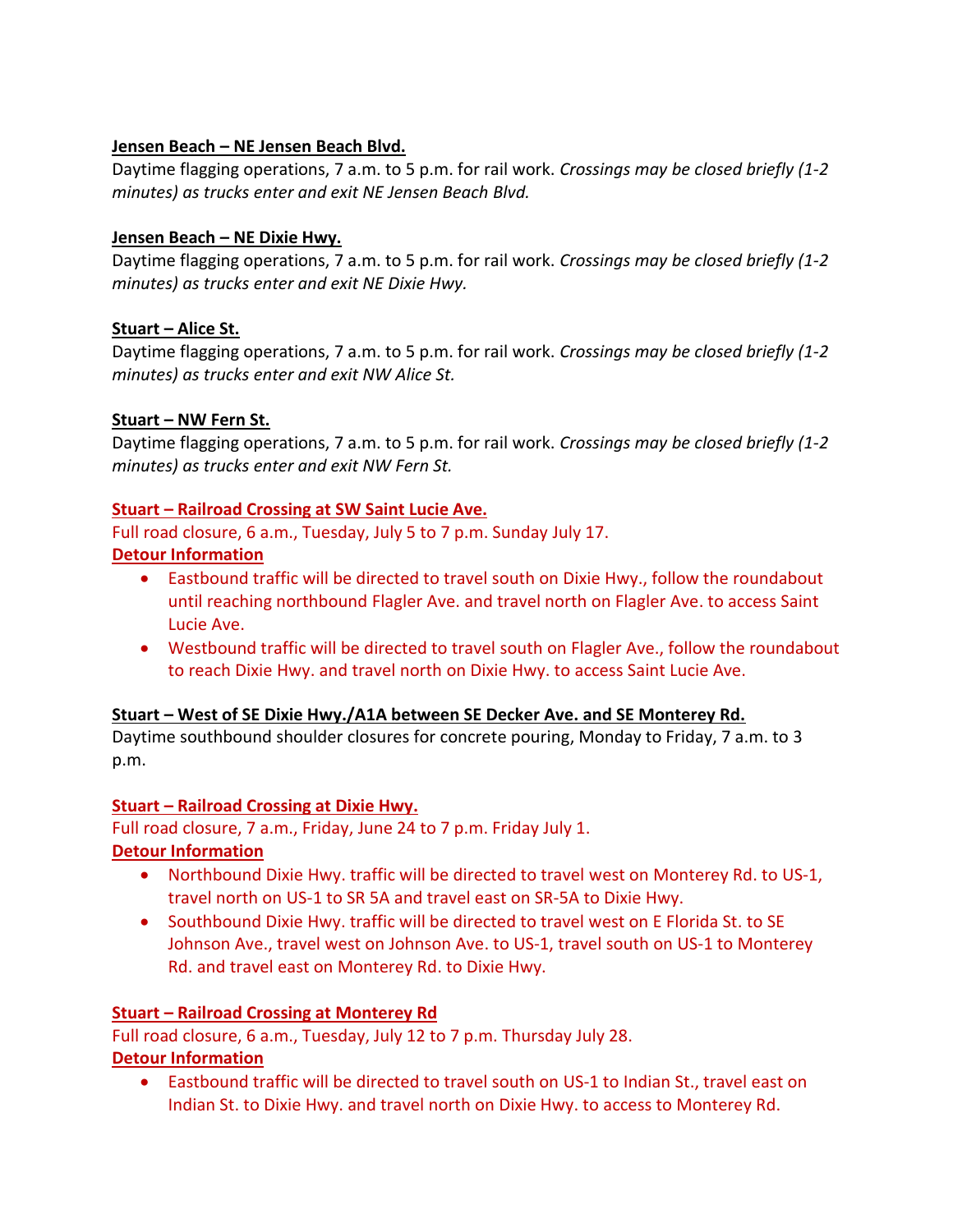**Jensen Beach – NE Jensen Beach Blvd.**

Daytime flagging operations, 7 a.m. to 5 p.m. for rail work. *Crossings may be closed briefly (1-2 minutes) as trucks enter and exit NE Jensen Beach Blvd.*

**Jensen Beach – NE Dixie Hwy.**

Daytime flagging operations, 7 a.m. to 5 p.m. for rail work. *Crossings may be closed briefly (1-2 minutes) as trucks enter and exit NE Dixie Hwy.*

**Stuart – Alice St.**

Daytime flagging operations, 7 a.m. to 5 p.m. for rail work. *Crossings may be closed briefly (1-2 minutes) as trucks enter and exit NW Alice St.*

**Stuart – NW Fern St.**

Daytime flagging operations, 7 a.m. to 5 p.m. for rail work. *Crossings may be closed briefly (1-2 minutes) as trucks enter and exit NW Fern St.*

**Stuart – Railroad Crossing at SW Saint Lucie Ave.**

Full road closure, 6 a.m., Tuesday, July 5 to 7 p.m. Sunday July 17.

**Detour Information**

- Eastbound traffic will be directed to travel south on Dixie Hwy., follow the roundabout until reaching northbound Flagler Ave. and travel north on Flagler Ave. to access Saint Lucie Ave.
- Westbound traffic will be directed to travel south on Flagler Ave., follow the roundabout to reach Dixie Hwy. and travel north on Dixie Hwy. to access Saint Lucie Ave.

**Stuart – West of SE Dixie Hwy./A1A between SE Decker Ave. and SE Monterey Rd.**

Daytime southbound shoulder closures for concrete pouring, Monday to Friday, 7 a.m. to 3 p.m.

**Stuart – Railroad Crossing at Dixie Hwy.**

Full road closure, 7 a.m., Friday, June 24 to 7 p.m. Friday July 1.

**Detour Information**

- Northbound Dixie Hwy. traffic will be directed to travel west on Monterey Rd. to US-1, travel north on US-1 to SR 5A and travel east on SR-5A to Dixie Hwy.
- Southbound Dixie Hwy. traffic will be directed to travel west on E Florida St. to SE Johnson Ave., travel west on Johnson Ave. to US-1, travel south on US-1 to Monterey Rd. and travel east on Monterey Rd. to Dixie Hwy.

**Stuart – Railroad Crossing at Monterey Rd**

Full road closure, 6 a.m., Tuesday, July 12 to 7 p.m. Thursday July 28.

**Detour Information**

- Eastbound traffic will be directed to travel south on US-1 to Indian St., travel east on Indian St. to Dixie Hwy. and travel north on Dixie Hwy. to access to Monterey Rd.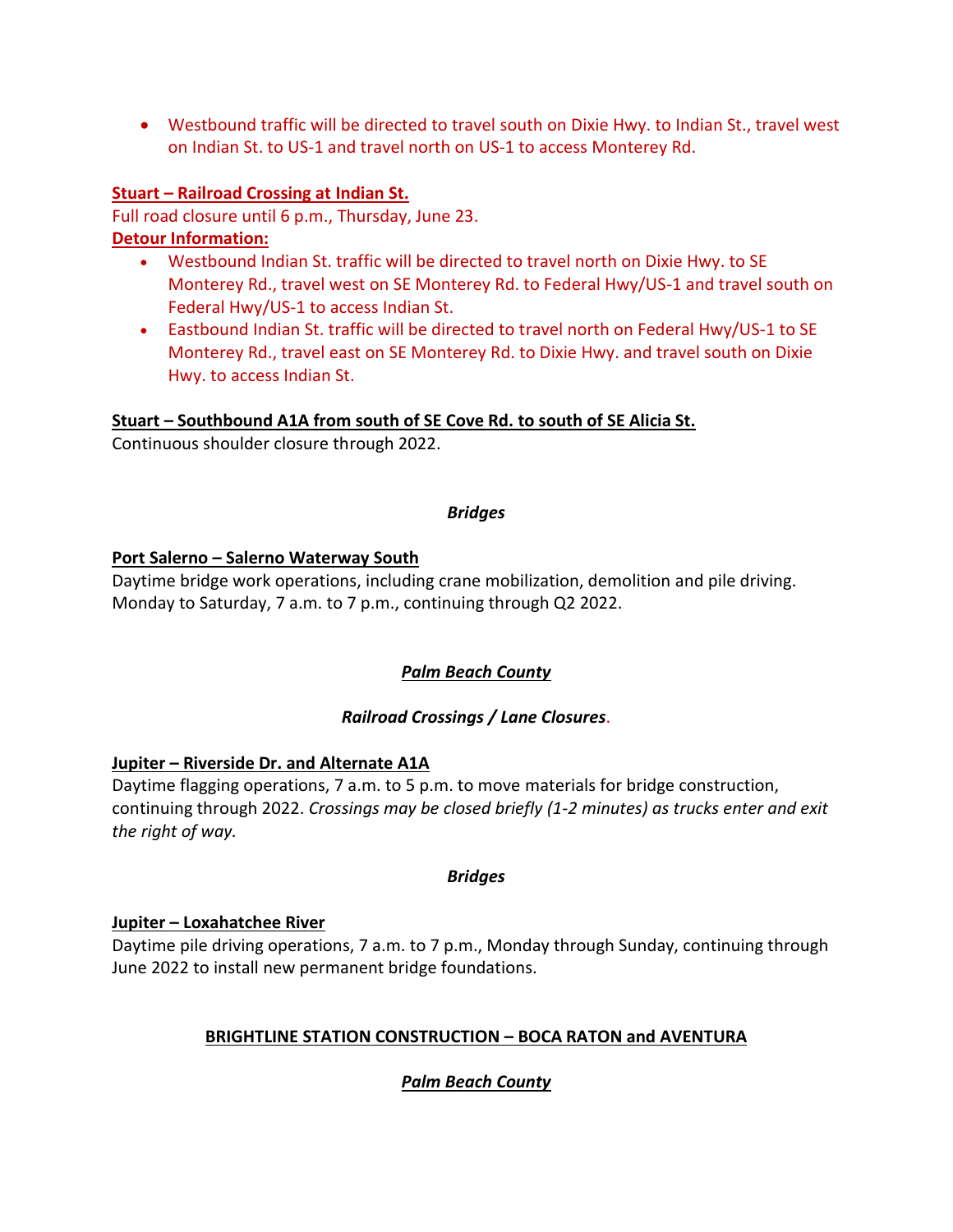- Westbound traffic will be directed to travel south on Dixie Hwy. to Indian St., travel west on Indian St. to US-1 and travel north on US-1 to access Monterey Rd.

**Stuart – Railroad Crossing at Indian St.**

Full road closure until 6 p.m., Thursday, June 23.

**Detour Information:**

- Westbound Indian St. traffic will be directed to travel north on Dixie Hwy. to SE Monterey Rd., travel west on SE Monterey Rd. to Federal Hwy/US-1 and travel south on Federal Hwy/US-1 to access Indian St.
- Eastbound Indian St. traffic will be directed to travel north on Federal Hwy/US-1 to SE Monterey Rd., travel east on SE Monterey Rd. to Dixie Hwy. and travel south on Dixie Hwy. to access Indian St.

**Stuart – Southbound A1A from south of SE Cove Rd. to south of SE Alicia St.**

Continuous shoulder closure through 2022.

***Bridges***

**Port Salerno – Salerno Waterway South**

Daytime bridge work operations, including crane mobilization, demolition and pile driving. Monday to Saturday, 7 a.m. to 7 p.m., continuing through Q2 2022.

***Palm Beach County***

***Railroad Crossings / Lane Closures.***

**Jupiter – Riverside Dr. and Alternate A1A**

Daytime flagging operations, 7 a.m. to 5 p.m. to move materials for bridge construction, continuing through 2022. *Crossings may be closed briefly (1-2 minutes) as trucks enter and exit the right of way.*

***Bridges***

**Jupiter – Loxahatchee River**

Daytime pile driving operations, 7 a.m. to 7 p.m., Monday through Sunday, continuing through June 2022 to install new permanent bridge foundations.

**BRIGHTLINE STATION CONSTRUCTION – BOCA RATON and AVENTURA**

***Palm Beach County***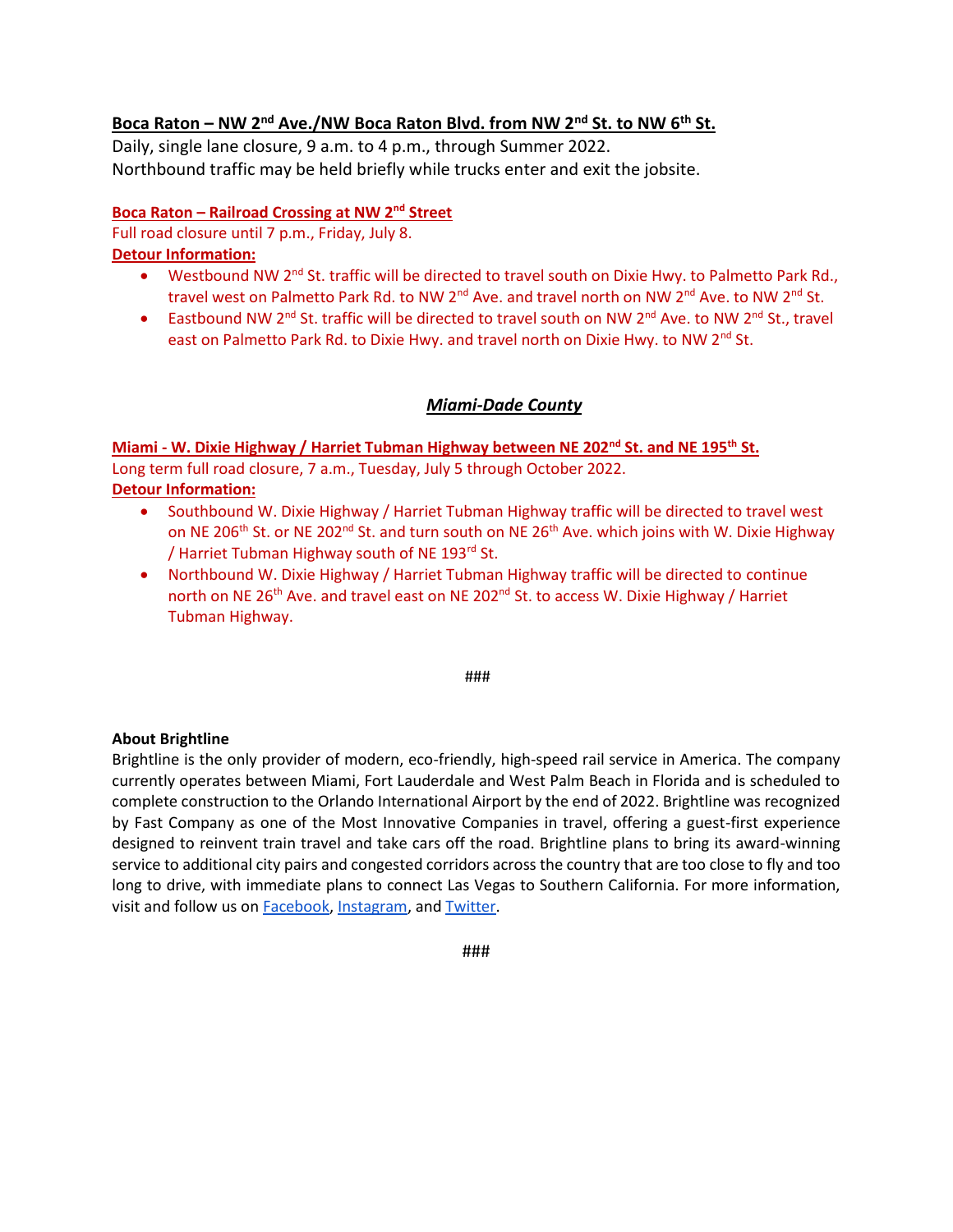**Boca Raton – NW 2nd Ave./NW Boca Raton Blvd. from NW 2nd St. to NW 6th St.**

Daily, single lane closure, 9 a.m. to 4 p.m., through Summer 2022.
Northbound traffic may be held briefly while trucks enter and exit the jobsite.

**Boca Raton – Railroad Crossing at NW 2nd Street**

Full road closure until 7 p.m., Friday, July 8.

**Detour Information:**

- Westbound NW 2nd St. traffic will be directed to travel south on Dixie Hwy. to Palmetto Park Rd., travel west on Palmetto Park Rd. to NW 2nd Ave. and travel north on NW 2nd Ave. to NW 2nd St.
- Eastbound NW 2nd St. traffic will be directed to travel south on NW 2nd Ave. to NW 2nd St., travel east on Palmetto Park Rd. to Dixie Hwy. and travel north on Dixie Hwy. to NW 2nd St.

## *Miami-Dade County*

**Miami - W. Dixie Highway / Harriet Tubman Highway between NE 202nd St. and NE 195th St.**

Long term full road closure, 7 a.m., Tuesday, July 5 through October 2022.

**Detour Information:**

- Southbound W. Dixie Highway / Harriet Tubman Highway traffic will be directed to travel west on NE 206th St. or NE 202nd St. and turn south on NE 26th Ave. which joins with W. Dixie Highway / Harriet Tubman Highway south of NE 193rd St.
- Northbound W. Dixie Highway / Harriet Tubman Highway traffic will be directed to continue north on NE 26th Ave. and travel east on NE 202nd St. to access W. Dixie Highway / Harriet Tubman Highway.

###

**About Brightline**

Brightline is the only provider of modern, eco-friendly, high-speed rail service in America. The company currently operates between Miami, Fort Lauderdale and West Palm Beach in Florida and is scheduled to complete construction to the Orlando International Airport by the end of 2022. Brightline was recognized by Fast Company as one of the Most Innovative Companies in travel, offering a guest-first experience designed to reinvent train travel and take cars off the road. Brightline plans to bring its award-winning service to additional city pairs and congested corridors across the country that are too close to fly and too long to drive, with immediate plans to connect Las Vegas to Southern California. For more information, visit and follow us on Facebook, Instagram, and Twitter.

###